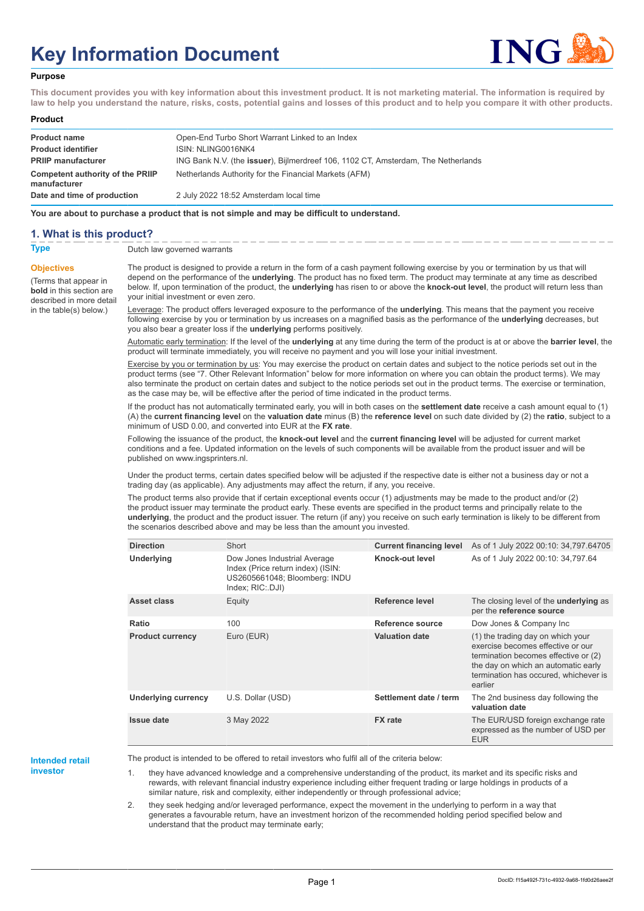# Key Information Document

## Purpose

**This document provides you with key information about this investment product. It is not marketing material. The information is required by law to help you understand the nature, risks, costs, potential gains and losses of this product and to help you compare it with other products.**

## Product

| | |
|---|---|
| **Product name** | Open-End Turbo Short Warrant Linked to an Index |
| **Product identifier** | ISIN: NLING0016NK4 |
| **PRIIP manufacturer** | ING Bank N.V. (the **issuer**), Bijlmerdreef 106, 1102 CT, Amsterdam, The Netherlands |
| **Competent authority of the PRIIP manufacturer** | Netherlands Authority for the Financial Markets (AFM) |
| **Date and time of production** | 2 July 2022 18:52 Amsterdam local time |

**You are about to purchase a product that is not simple and may be difficult to understand.**

## 1. What is this product?

**Type**

Dutch law governed warrants

**Objectives**

(Terms that appear in **bold** in this section are described in more detail in the table(s) below.)

The product is designed to provide a return in the form of a cash payment following exercise by you or termination by us that will depend on the performance of the **underlying**. The product has no fixed term. The product may terminate at any time as described below. If, upon termination of the product, the **underlying** has risen to or above the **knock-out level**, the product will return less than your initial investment or even zero.

Leverage: The product offers leveraged exposure to the performance of the **underlying**. This means that the payment you receive following exercise by you or termination by us increases on a magnified basis as the performance of the **underlying** decreases, but you also bear a greater loss if the **underlying** performs positively.

Automatic early termination: If the level of the **underlying** at any time during the term of the product is at or above the **barrier level**, the product will terminate immediately, you will receive no payment and you will lose your initial investment.

Exercise by you or termination by us: You may exercise the product on certain dates and subject to the notice periods set out in the product terms (see "7. Other Relevant Information" below for more information on where you can obtain the product terms). We may also terminate the product on certain dates and subject to the notice periods set out in the product terms. The exercise or termination, as the case may be, will be effective after the period of time indicated in the product terms.

If the product has not automatically terminated early, you will in both cases on the **settlement date** receive a cash amount equal to (1) (A) the **current financing level** on the **valuation date** minus (B) the **reference level** on such date divided by (2) the **ratio**, subject to a minimum of USD 0.00, and converted into EUR at the **FX rate**.

Following the issuance of the product, the **knock-out level** and the **current financing level** will be adjusted for current market conditions and a fee. Updated information on the levels of such components will be available from the product issuer and will be published on www.ingsprinters.nl.

Under the product terms, certain dates specified below will be adjusted if the respective date is either not a business day or not a trading day (as applicable). Any adjustments may affect the return, if any, you receive.

The product terms also provide that if certain exceptional events occur (1) adjustments may be made to the product and/or (2) the product issuer may terminate the product early. These events are specified in the product terms and principally relate to the **underlying**, the product and the product issuer. The return (if any) you receive on such early termination is likely to be different from the scenarios described above and may be less than the amount you invested.

| | | | |
|---|---|---|---|
| **Direction** | Short | **Current financing level** | As of 1 July 2022 00:10: 34,797.64705 |
| **Underlying** | Dow Jones Industrial Average Index (Price return index) (ISIN: US2605661048; Bloomberg: INDU Index; RIC:.DJI) | **Knock-out level** | As of 1 July 2022 00:10: 34,797.64 |
| **Asset class** | Equity | **Reference level** | The closing level of the **underlying** as per the **reference source** |
| **Ratio** | 100 | **Reference source** | Dow Jones & Company Inc |
| **Product currency** | Euro (EUR) | **Valuation date** | (1) the trading day on which your exercise becomes effective or our termination becomes effective or (2) the day on which an automatic early termination has occured, whichever is earlier |
| **Underlying currency** | U.S. Dollar (USD) | **Settlement date / term** | The 2nd business day following the **valuation date** |
| **Issue date** | 3 May 2022 | **FX rate** | The EUR/USD foreign exchange rate expressed as the number of USD per EUR |

**Intended retail investor**

The product is intended to be offered to retail investors who fulfil all of the criteria below:

1. they have advanced knowledge and a comprehensive understanding of the product, its market and its specific risks and rewards, with relevant financial industry experience including either frequent trading or large holdings in products of a similar nature, risk and complexity, either independently or through professional advice;
2. they seek hedging and/or leveraged performance, expect the movement in the underlying to perform in a way that generates a favourable return, have an investment horizon of the recommended holding period specified below and understand that the product may terminate early;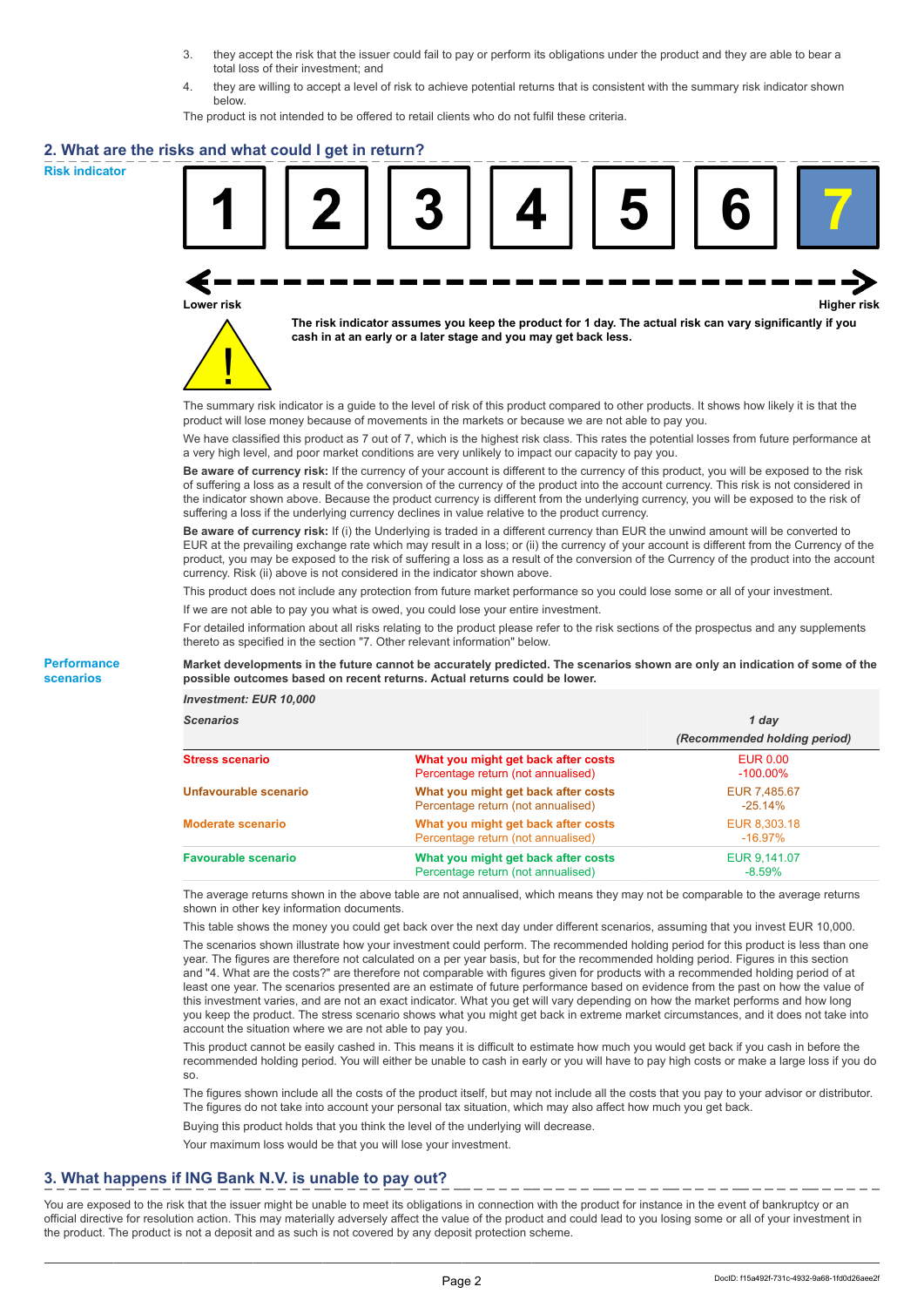3. they accept the risk that the issuer could fail to pay or perform its obligations under the product and they are able to bear a total loss of their investment; and
4. they are willing to accept a level of risk to achieve potential returns that is consistent with the summary risk indicator shown below.

The product is not intended to be offered to retail clients who do not fulfil these criteria.

## 2. What are the risks and what could I get in return?

**Risk indicator**

| 1 | 2 | 3 | 4 | 5 | 6 | **7** |
|---|---|---|---|---|---|---|

Lower risk ← → Higher risk

**The risk indicator assumes you keep the product for 1 day. The actual risk can vary significantly if you cash in at an early or a later stage and you may get back less.**

The summary risk indicator is a guide to the level of risk of this product compared to other products. It shows how likely it is that the product will lose money because of movements in the markets or because we are not able to pay you.

We have classified this product as 7 out of 7, which is the highest risk class. This rates the potential losses from future performance at a very high level, and poor market conditions are very unlikely to impact our capacity to pay you.

**Be aware of currency risk:** If the currency of your account is different to the currency of this product, you will be exposed to the risk of suffering a loss as a result of the conversion of the currency of the product into the account currency. This risk is not considered in the indicator shown above. Because the product currency is different from the underlying currency, you will be exposed to the risk of suffering a loss if the underlying currency declines in value relative to the product currency.

**Be aware of currency risk:** If (i) the Underlying is traded in a different currency than EUR the unwind amount will be converted to EUR at the prevailing exchange rate which may result in a loss; or (ii) the currency of your account is different from the Currency of the product, you may be exposed to the risk of suffering a loss as a result of the conversion of the Currency of the product into the account currency. Risk (ii) above is not considered in the indicator shown above.

This product does not include any protection from future market performance so you could lose some or all of your investment.

If we are not able to pay you what is owed, you could lose your entire investment.

For detailed information about all risks relating to the product please refer to the risk sections of the prospectus and any supplements thereto as specified in the section "7. Other relevant information" below.

**Performance scenarios**

**Market developments in the future cannot be accurately predicted. The scenarios shown are only an indication of some of the possible outcomes based on recent returns. Actual returns could be lower.**

*Investment: EUR 10,000*

| *Scenarios* | | *1 day (Recommended holding period)* |
|---|---|---|
| **Stress scenario** | **What you might get back after costs** | EUR 0.00 |
| | Percentage return (not annualised) | -100.00% |
| **Unfavourable scenario** | **What you might get back after costs** | EUR 7,485.67 |
| | Percentage return (not annualised) | -25.14% |
| **Moderate scenario** | **What you might get back after costs** | EUR 8,303.18 |
| | Percentage return (not annualised) | -16.97% |
| **Favourable scenario** | **What you might get back after costs** | EUR 9,141.07 |
| | Percentage return (not annualised) | -8.59% |

The average returns shown in the above table are not annualised, which means they may not be comparable to the average returns shown in other key information documents.

This table shows the money you could get back over the next day under different scenarios, assuming that you invest EUR 10,000.

The scenarios shown illustrate how your investment could perform. The recommended holding period for this product is less than one year. The figures are therefore not calculated on a per year basis, but for the recommended holding period. Figures in this section and "4. What are the costs?" are therefore not comparable with figures given for products with a recommended holding period of at least one year. The scenarios presented are an estimate of future performance based on evidence from the past on how the value of this investment varies, and are not an exact indicator. What you get will vary depending on how the market performs and how long you keep the product. The stress scenario shows what you might get back in extreme market circumstances, and it does not take into account the situation where we are not able to pay you.

This product cannot be easily cashed in. This means it is difficult to estimate how much you would get back if you cash in before the recommended holding period. You will either be unable to cash in early or you will have to pay high costs or make a large loss if you do so.

The figures shown include all the costs of the product itself, but may not include all the costs that you pay to your advisor or distributor. The figures do not take into account your personal tax situation, which may also affect how much you get back.

Buying this product holds that you think the level of the underlying will decrease.

Your maximum loss would be that you will lose your investment.

## 3. What happens if ING Bank N.V. is unable to pay out?

You are exposed to the risk that the issuer might be unable to meet its obligations in connection with the product for instance in the event of bankruptcy or an official directive for resolution action. This may materially adversely affect the value of the product and could lead to you losing some or all of your investment in the product. The product is not a deposit and as such is not covered by any deposit protection scheme.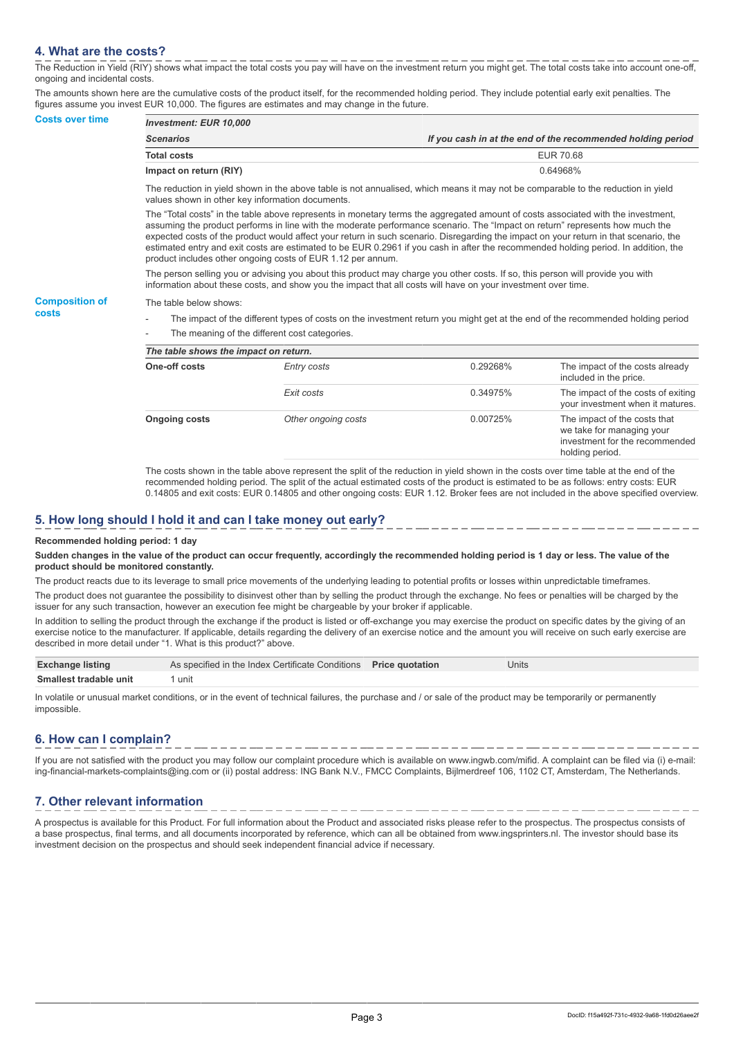## 4. What are the costs?

The Reduction in Yield (RIY) shows what impact the total costs you pay will have on the investment return you might get. The total costs take into account one-off, ongoing and incidental costs.

The amounts shown here are the cumulative costs of the product itself, for the recommended holding period. They include potential early exit penalties. The figures assume you invest EUR 10,000. The figures are estimates and may change in the future.

**Costs over time**

| *Investment: EUR 10,000* | |
|---|---|
| ***Scenarios*** | ***If you cash in at the end of the recommended holding period*** |
| **Total costs** | EUR 70.68 |
| **Impact on return (RIY)** | 0.64968% |

The reduction in yield shown in the above table is not annualised, which means it may not be comparable to the reduction in yield values shown in other key information documents.

The "Total costs" in the table above represents in monetary terms the aggregated amount of costs associated with the investment, assuming the product performs in line with the moderate performance scenario. The "Impact on return" represents how much the expected costs of the product would affect your return in such scenario. Disregarding the impact on your return in that scenario, the estimated entry and exit costs are estimated to be EUR 0.2961 if you cash in after the recommended holding period. In addition, the product includes other ongoing costs of EUR 1.12 per annum.

The person selling you or advising you about this product may charge you other costs. If so, this person will provide you with information about these costs, and show you the impact that all costs will have on your investment over time.

**Composition of costs**

The table below shows:

- The impact of the different types of costs on the investment return you might get at the end of the recommended holding period
- The meaning of the different cost categories.

| *The table shows the impact on return.* | | | |
|---|---|---|---|
| **One-off costs** | *Entry costs* | 0.29268% | The impact of the costs already included in the price. |
| | *Exit costs* | 0.34975% | The impact of the costs of exiting your investment when it matures. |
| **Ongoing costs** | *Other ongoing costs* | 0.00725% | The impact of the costs that we take for managing your investment for the recommended holding period. |

The costs shown in the table above represent the split of the reduction in yield shown in the costs over time table at the end of the recommended holding period. The split of the actual estimated costs of the product is estimated to be as follows: entry costs: EUR 0.14805 and exit costs: EUR 0.14805 and other ongoing costs: EUR 1.12. Broker fees are not included in the above specified overview.

## 5. How long should I hold it and can I take money out early?

**Recommended holding period: 1 day**

**Sudden changes in the value of the product can occur frequently, accordingly the recommended holding period is 1 day or less. The value of the product should be monitored constantly.**

The product reacts due to its leverage to small price movements of the underlying leading to potential profits or losses within unpredictable timeframes.

The product does not guarantee the possibility to disinvest other than by selling the product through the exchange. No fees or penalties will be charged by the issuer for any such transaction, however an execution fee might be chargeable by your broker if applicable.

In addition to selling the product through the exchange if the product is listed or off-exchange you may exercise the product on specific dates by the giving of an exercise notice to the manufacturer. If applicable, details regarding the delivery of an exercise notice and the amount you will receive on such early exercise are described in more detail under "1. What is this product?" above.

| **Exchange listing** | As specified in the Index Certificate Conditions | **Price quotation** | Units |
|---|---|---|---|
| **Smallest tradable unit** | 1 unit | | |

In volatile or unusual market conditions, or in the event of technical failures, the purchase and / or sale of the product may be temporarily or permanently impossible.

## 6. How can I complain?

If you are not satisfied with the product you may follow our complaint procedure which is available on www.ingwb.com/mifid. A complaint can be filed via (i) e-mail: ing-financial-markets-complaints@ing.com or (ii) postal address: ING Bank N.V., FMCC Complaints, Bijlmerdreef 106, 1102 CT, Amsterdam, The Netherlands.

## 7. Other relevant information

A prospectus is available for this Product. For full information about the Product and associated risks please refer to the prospectus. The prospectus consists of a base prospectus, final terms, and all documents incorporated by reference, which can all be obtained from www.ingsprinters.nl. The investor should base its investment decision on the prospectus and should seek independent financial advice if necessary.